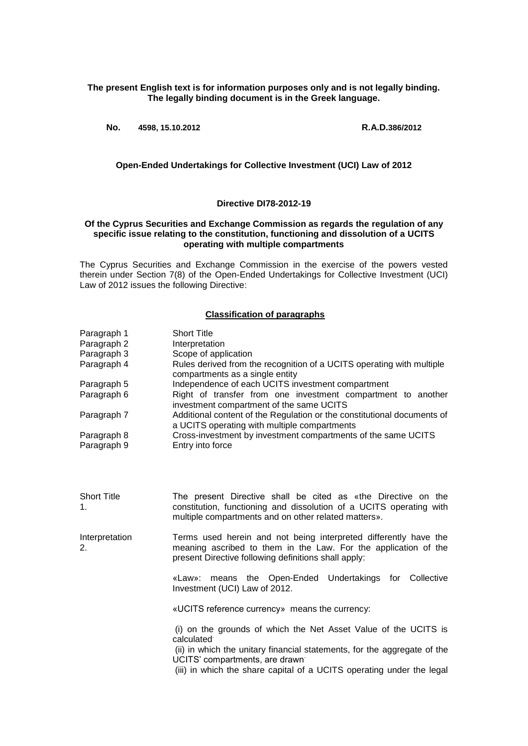**The present English text is for information purposes only and is not legally binding. The legally binding document is in the Greek language.**

**No. 4598, 15.10.2012** **R.A.D.386/2012**

**Open-Ended Undertakings for Collective Investment (UCI) Law of 2012**

**Directive DI78-2012-19**

**Of the Cyprus Securities and Exchange Commission as regards the regulation of any specific issue relating to the constitution, functioning and dissolution of a UCITS operating with multiple compartments**

The Cyprus Securities and Exchange Commission in the exercise of the powers vested therein under Section 7(8) of the Open-Ended Undertakings for Collective Investment (UCI) Law of 2012 issues the following Directive:

**Classification of paragraphs**

| | |
|---|---|
| Paragraph 1 | Short Title |
| Paragraph 2 | Interpretation |
| Paragraph 3 | Scope of application |
| Paragraph 4 | Rules derived from the recognition of a UCITS operating with multiple compartments as a single entity |
| Paragraph 5 | Independence of each UCITS investment compartment |
| Paragraph 6 | Right of transfer from one investment compartment to another investment compartment of the same UCITS |
| Paragraph 7 | Additional content of the Regulation or the constitutional documents of a UCITS operating with multiple compartments |
| Paragraph 8 | Cross-investment by investment compartments of the same UCITS |
| Paragraph 9 | Entry into force |

Short Title 1.

The present Directive shall be cited as «the Directive on the constitution, functioning and dissolution of a UCITS operating with multiple compartments and on other related matters».

Interpretation 2.

Terms used herein and not being interpreted differently have the meaning ascribed to them in the Law. For the application of the present Directive following definitions shall apply:

«Law»: means the Open-Ended Undertakings for Collective Investment (UCI) Law of 2012.

«UCITS reference currency» means the currency:

(i) on the grounds of which the Net Asset Value of the UCITS is calculated·

(ii) in which the unitary financial statements, for the aggregate of the UCITS' compartments, are drawn·

(iii) in which the share capital of a UCITS operating under the legal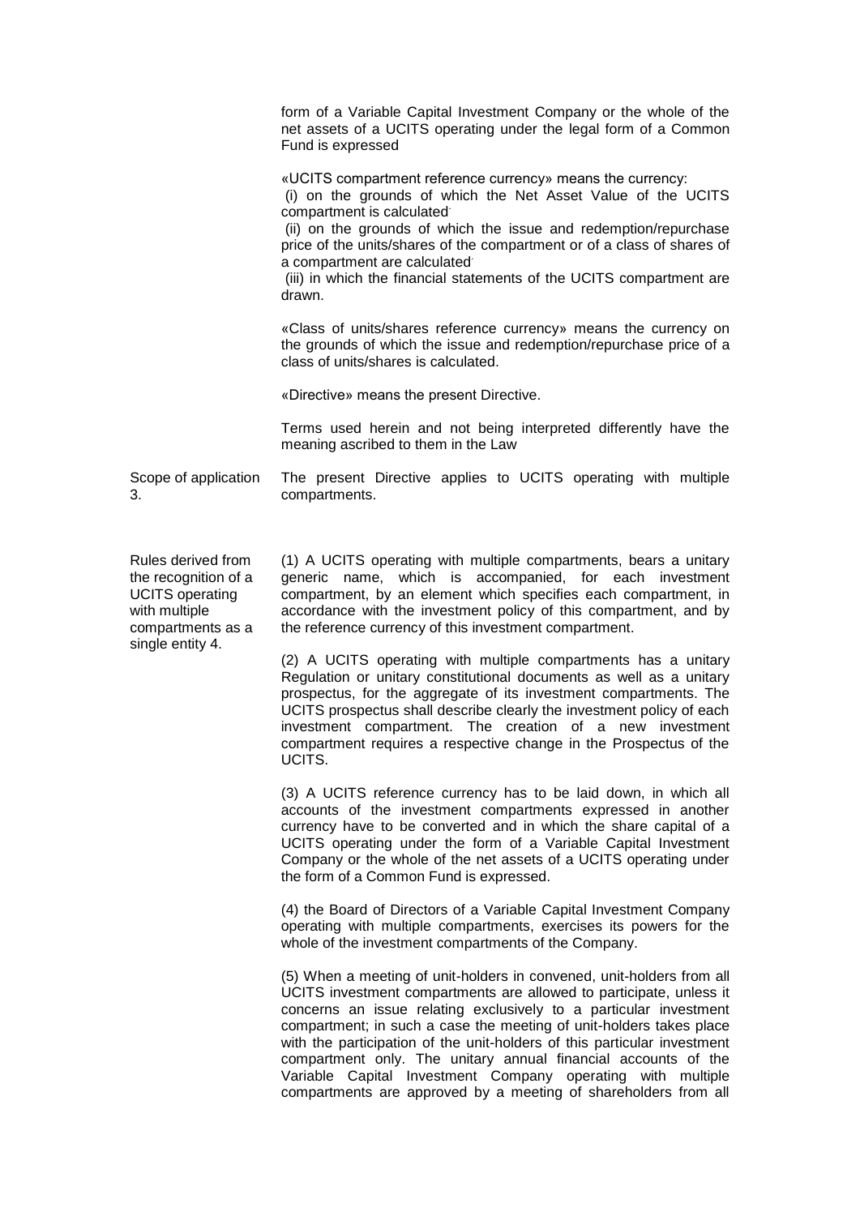form of a Variable Capital Investment Company or the whole of the net assets of a UCITS operating under the legal form of a Common Fund is expressed

«UCITS compartment reference currency» means the currency:
(i) on the grounds of which the Net Asset Value of the UCITS compartment is calculated·
(ii) on the grounds of which the issue and redemption/repurchase price of the units/shares of the compartment or of a class of shares of a compartment are calculated·
(iii) in which the financial statements of the UCITS compartment are drawn.

«Class of units/shares reference currency» means the currency on the grounds of which the issue and redemption/repurchase price of a class of units/shares is calculated.

«Directive» means the present Directive.

Terms used herein and not being interpreted differently have the meaning ascribed to them in the Law

**Scope of application 3.**

The present Directive applies to UCITS operating with multiple compartments.

**Rules derived from the recognition of a UCITS operating with multiple compartments as a single entity 4.**

(1) A UCITS operating with multiple compartments, bears a unitary generic name, which is accompanied, for each investment compartment, by an element which specifies each compartment, in accordance with the investment policy of this compartment, and by the reference currency of this investment compartment.

(2) A UCITS operating with multiple compartments has a unitary Regulation or unitary constitutional documents as well as a unitary prospectus, for the aggregate of its investment compartments. The UCITS prospectus shall describe clearly the investment policy of each investment compartment. The creation of a new investment compartment requires a respective change in the Prospectus of the UCITS.

(3) A UCITS reference currency has to be laid down, in which all accounts of the investment compartments expressed in another currency have to be converted and in which the share capital of a UCITS operating under the form of a Variable Capital Investment Company or the whole of the net assets of a UCITS operating under the form of a Common Fund is expressed.

(4) the Board of Directors of a Variable Capital Investment Company operating with multiple compartments, exercises its powers for the whole of the investment compartments of the Company.

(5) When a meeting of unit-holders in convened, unit-holders from all UCITS investment compartments are allowed to participate, unless it concerns an issue relating exclusively to a particular investment compartment; in such a case the meeting of unit-holders takes place with the participation of the unit-holders of this particular investment compartment only. The unitary annual financial accounts of the Variable Capital Investment Company operating with multiple compartments are approved by a meeting of shareholders from all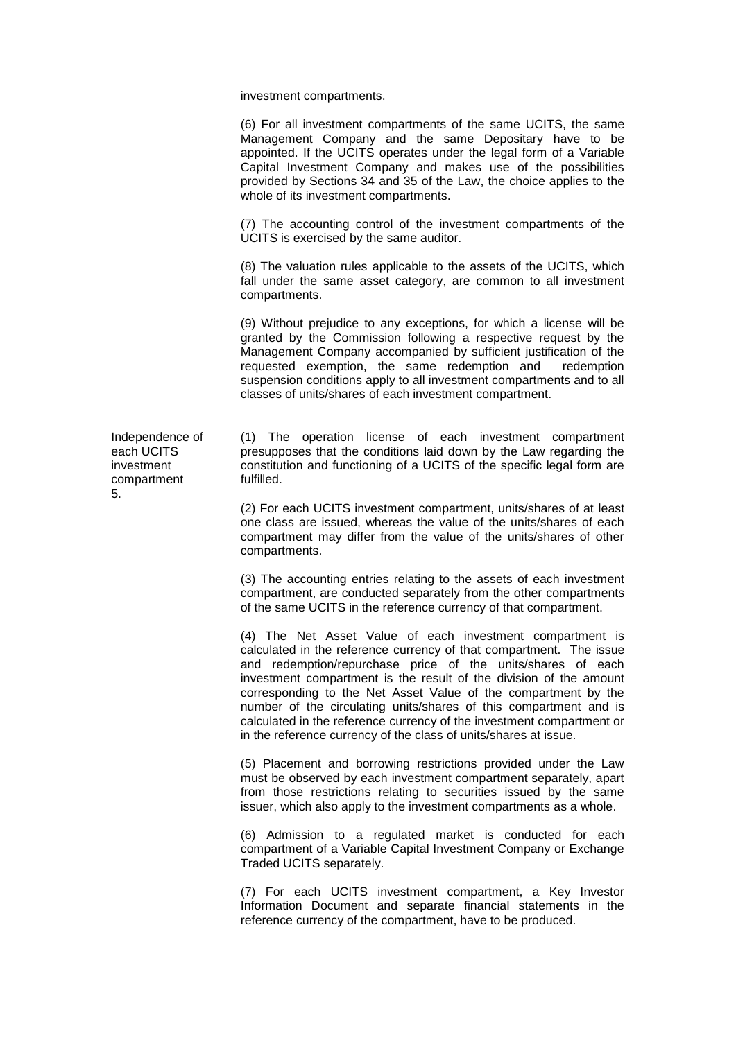investment compartments.

(6) For all investment compartments of the same UCITS, the same Management Company and the same Depositary have to be appointed. If the UCITS operates under the legal form of a Variable Capital Investment Company and makes use of the possibilities provided by Sections 34 and 35 of the Law, the choice applies to the whole of its investment compartments.

(7) The accounting control of the investment compartments of the UCITS is exercised by the same auditor.

(8) The valuation rules applicable to the assets of the UCITS, which fall under the same asset category, are common to all investment compartments.

(9) Without prejudice to any exceptions, for which a license will be granted by the Commission following a respective request by the Management Company accompanied by sufficient justification of the requested exemption, the same redemption and redemption suspension conditions apply to all investment compartments and to all classes of units/shares of each investment compartment.

**Independence of each UCITS investment compartment**
**5.**

(1) The operation license of each investment compartment presupposes that the conditions laid down by the Law regarding the constitution and functioning of a UCITS of the specific legal form are fulfilled.

(2) For each UCITS investment compartment, units/shares of at least one class are issued, whereas the value of the units/shares of each compartment may differ from the value of the units/shares of other compartments.

(3) The accounting entries relating to the assets of each investment compartment, are conducted separately from the other compartments of the same UCITS in the reference currency of that compartment.

(4) The Net Asset Value of each investment compartment is calculated in the reference currency of that compartment. The issue and redemption/repurchase price of the units/shares of each investment compartment is the result of the division of the amount corresponding to the Net Asset Value of the compartment by the number of the circulating units/shares of this compartment and is calculated in the reference currency of the investment compartment or in the reference currency of the class of units/shares at issue.

(5) Placement and borrowing restrictions provided under the Law must be observed by each investment compartment separately, apart from those restrictions relating to securities issued by the same issuer, which also apply to the investment compartments as a whole.

(6) Admission to a regulated market is conducted for each compartment of a Variable Capital Investment Company or Exchange Traded UCITS separately.

(7) For each UCITS investment compartment, a Key Investor Information Document and separate financial statements in the reference currency of the compartment, have to be produced.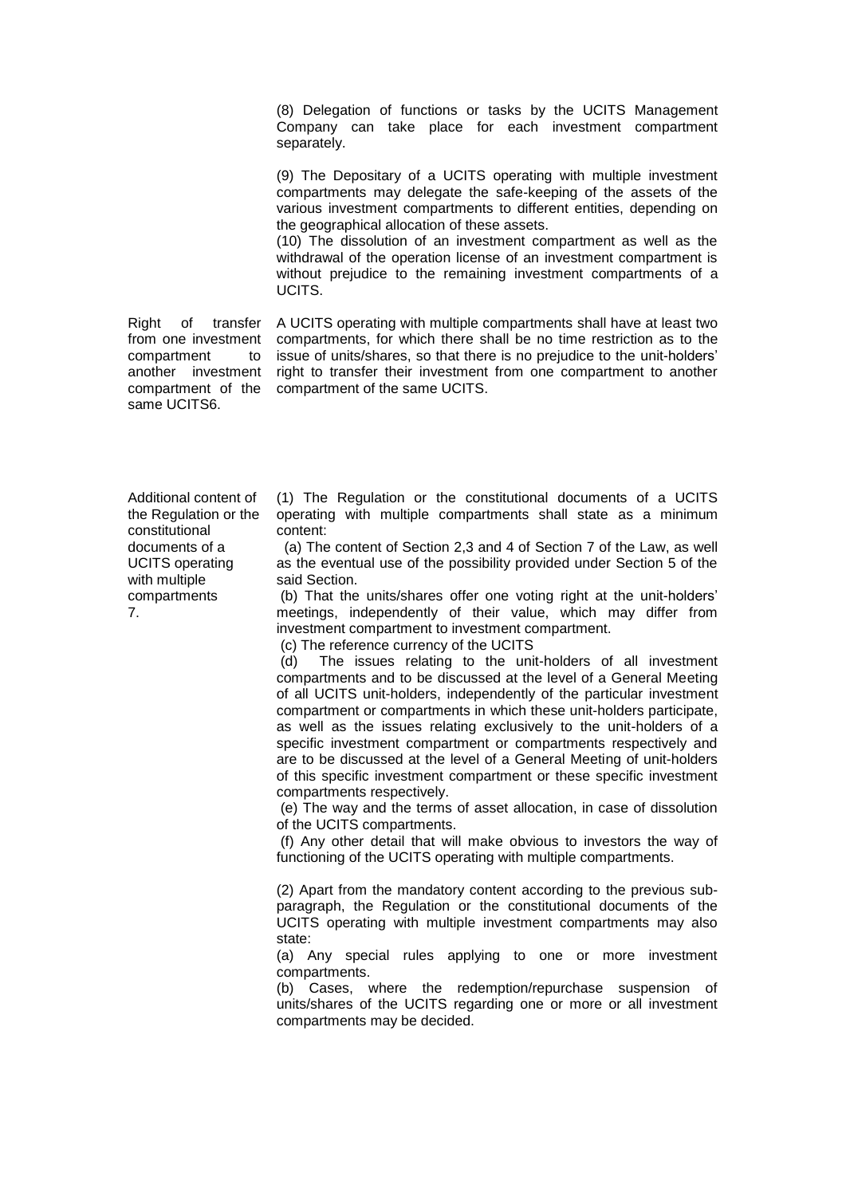(8) Delegation of functions or tasks by the UCITS Management Company can take place for each investment compartment separately.

(9) The Depositary of a UCITS operating with multiple investment compartments may delegate the safe-keeping of the assets of the various investment compartments to different entities, depending on the geographical allocation of these assets.

(10) The dissolution of an investment compartment as well as the withdrawal of the operation license of an investment compartment is without prejudice to the remaining investment compartments of a UCITS.

**Right of transfer from one investment compartment to another investment compartment of the same UCITS6.**

A UCITS operating with multiple compartments shall have at least two compartments, for which there shall be no time restriction as to the issue of units/shares, so that there is no prejudice to the unit-holders' right to transfer their investment from one compartment to another compartment of the same UCITS.

**Additional content of the Regulation or the constitutional documents of a UCITS operating with multiple compartments 7.**

(1) The Regulation or the constitutional documents of a UCITS operating with multiple compartments shall state as a minimum content:

(a) The content of Section 2,3 and 4 of Section 7 of the Law, as well as the eventual use of the possibility provided under Section 5 of the said Section.

(b) That the units/shares offer one voting right at the unit-holders' meetings, independently of their value, which may differ from investment compartment to investment compartment.

(c) The reference currency of the UCITS

(d) The issues relating to the unit-holders of all investment compartments and to be discussed at the level of a General Meeting of all UCITS unit-holders, independently of the particular investment compartment or compartments in which these unit-holders participate, as well as the issues relating exclusively to the unit-holders of a specific investment compartment or compartments respectively and are to be discussed at the level of a General Meeting of unit-holders of this specific investment compartment or these specific investment compartments respectively.

(e) The way and the terms of asset allocation, in case of dissolution of the UCITS compartments.

(f) Any other detail that will make obvious to investors the way of functioning of the UCITS operating with multiple compartments.

(2) Apart from the mandatory content according to the previous sub-paragraph, the Regulation or the constitutional documents of the UCITS operating with multiple investment compartments may also state:

(a) Any special rules applying to one or more investment compartments.

(b) Cases, where the redemption/repurchase suspension of units/shares of the UCITS regarding one or more or all investment compartments may be decided.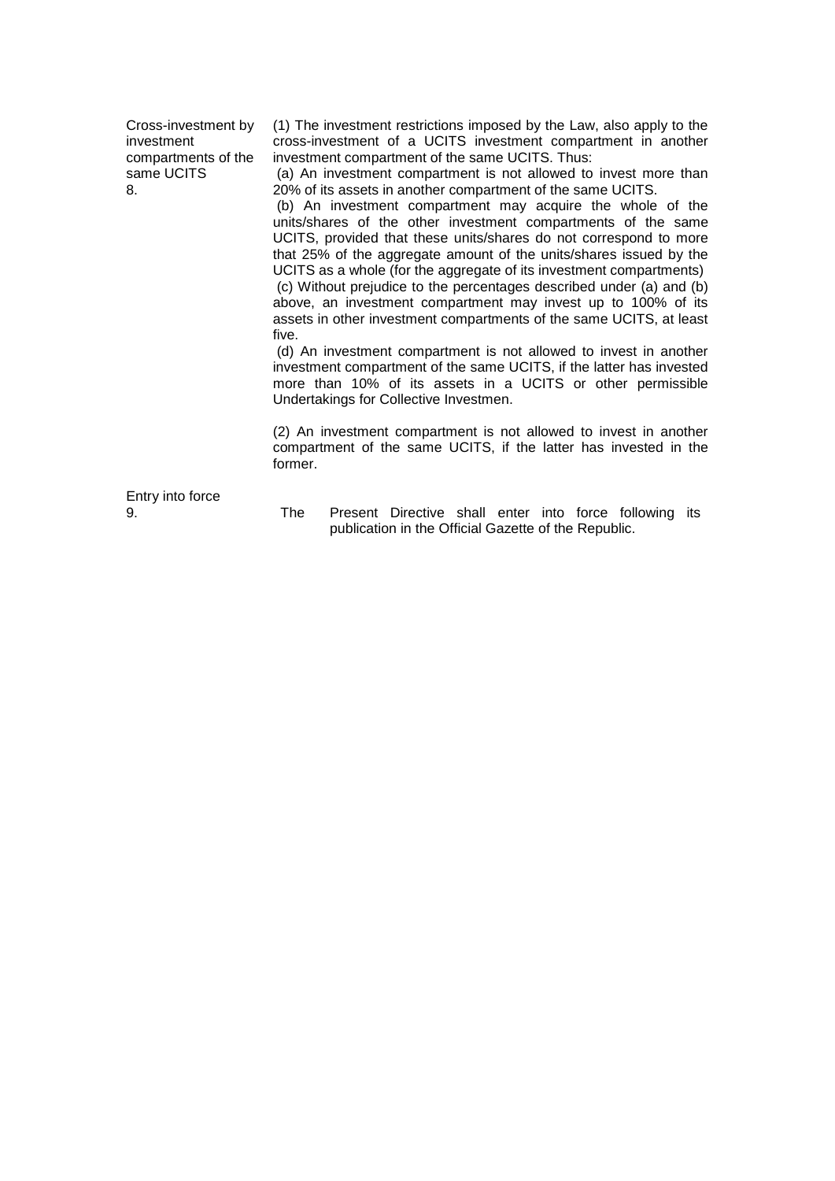**Cross-investment by investment compartments of the same UCITS**

**8.**

(1) The investment restrictions imposed by the Law, also apply to the cross-investment of a UCITS investment compartment in another investment compartment of the same UCITS. Thus:

(a) An investment compartment is not allowed to invest more than 20% of its assets in another compartment of the same UCITS.

(b) An investment compartment may acquire the whole of the units/shares of the other investment compartments of the same UCITS, provided that these units/shares do not correspond to more that 25% of the aggregate amount of the units/shares issued by the UCITS as a whole (for the aggregate of its investment compartments)

(c) Without prejudice to the percentages described under (a) and (b) above, an investment compartment may invest up to 100% of its assets in other investment compartments of the same UCITS, at least five.

(d) An investment compartment is not allowed to invest in another investment compartment of the same UCITS, if the latter has invested more than 10% of its assets in a UCITS or other permissible Undertakings for Collective Investmen.

(2) An investment compartment is not allowed to invest in another compartment of the same UCITS, if the latter has invested in the former.

**Entry into force**

**9.**

The Present Directive shall enter into force following its publication in the Official Gazette of the Republic.